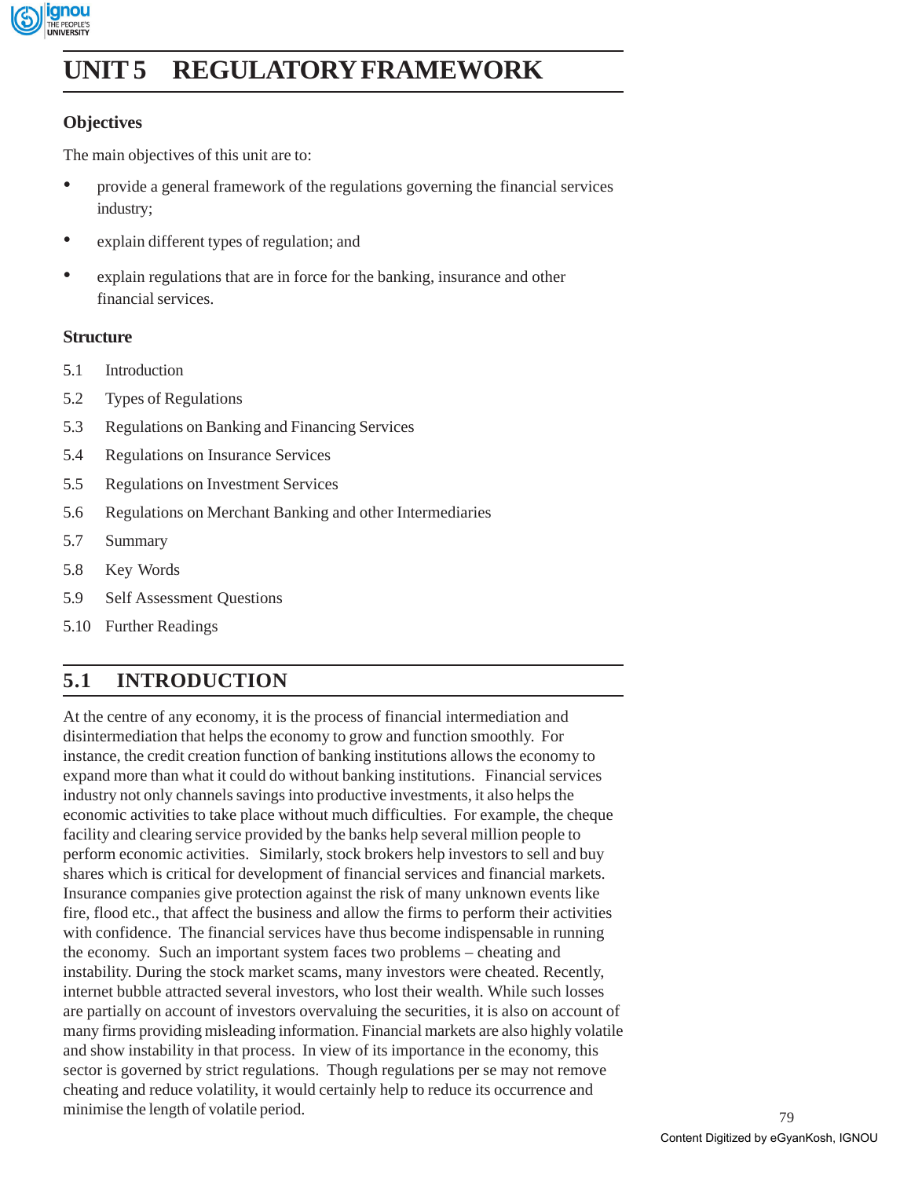# UNIT 5 REGULATORY FRAMEWORK

## Objectives

The main objectives of this unit are to:

- provide a general framework of the regulations governing the financial services industry;
- explain different types of regulation; and
- explain regulations that are in force for the banking, insurance and other financial services.

## Structure

5.1 Introduction

5.2 Types of Regulations

5.3 Regulations on Banking and Financing Services

5.4 Regulations on Insurance Services

5.5 Regulations on Investment Services

5.6 Regulations on Merchant Banking and other Intermediaries

5.7 Summary

5.8 Key Words

5.9 Self Assessment Questions

5.10 Further Readings

## 5.1 INTRODUCTION

At the centre of any economy, it is the process of financial intermediation and disintermediation that helps the economy to grow and function smoothly. For instance, the credit creation function of banking institutions allows the economy to expand more than what it could do without banking institutions. Financial services industry not only channels savings into productive investments, it also helps the economic activities to take place without much difficulties. For example, the cheque facility and clearing service provided by the banks help several million people to perform economic activities. Similarly, stock brokers help investors to sell and buy shares which is critical for development of financial services and financial markets. Insurance companies give protection against the risk of many unknown events like fire, flood etc., that affect the business and allow the firms to perform their activities with confidence. The financial services have thus become indispensable in running the economy. Such an important system faces two problems – cheating and instability. During the stock market scams, many investors were cheated. Recently, internet bubble attracted several investors, who lost their wealth. While such losses are partially on account of investors overvaluing the securities, it is also on account of many firms providing misleading information. Financial markets are also highly volatile and show instability in that process. In view of its importance in the economy, this sector is governed by strict regulations. Though regulations per se may not remove cheating and reduce volatility, it would certainly help to reduce its occurrence and minimise the length of volatile period.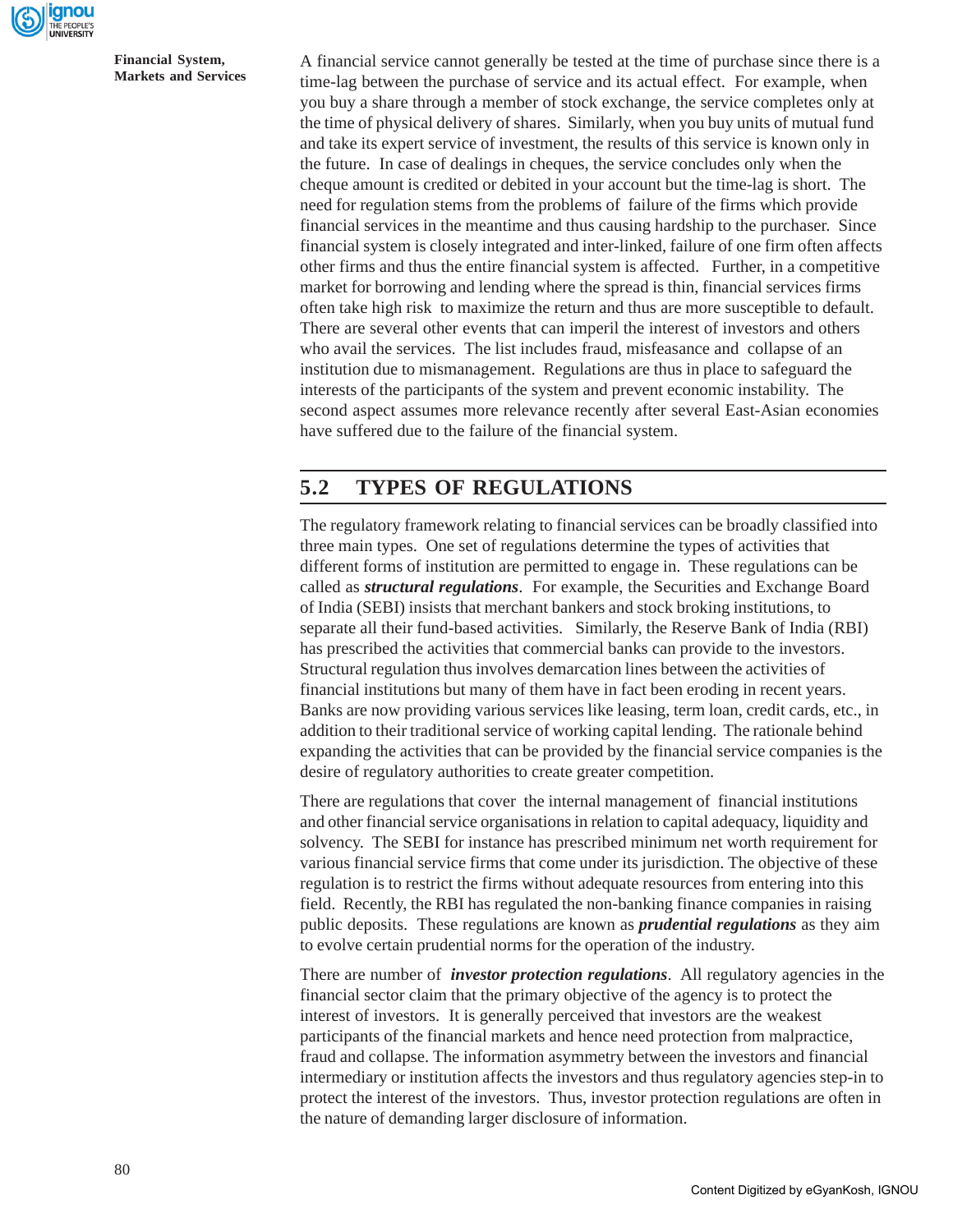A financial service cannot generally be tested at the time of purchase since there is a time-lag between the purchase of service and its actual effect. For example, when you buy a share through a member of stock exchange, the service completes only at the time of physical delivery of shares. Similarly, when you buy units of mutual fund and take its expert service of investment, the results of this service is known only in the future. In case of dealings in cheques, the service concludes only when the cheque amount is credited or debited in your account but the time-lag is short. The need for regulation stems from the problems of failure of the firms which provide financial services in the meantime and thus causing hardship to the purchaser. Since financial system is closely integrated and inter-linked, failure of one firm often affects other firms and thus the entire financial system is affected. Further, in a competitive market for borrowing and lending where the spread is thin, financial services firms often take high risk to maximize the return and thus are more susceptible to default. There are several other events that can imperil the interest of investors and others who avail the services. The list includes fraud, misfeasance and collapse of an institution due to mismanagement. Regulations are thus in place to safeguard the interests of the participants of the system and prevent economic instability. The second aspect assumes more relevance recently after several East-Asian economies have suffered due to the failure of the financial system.

## 5.2 TYPES OF REGULATIONS

The regulatory framework relating to financial services can be broadly classified into three main types. One set of regulations determine the types of activities that different forms of institution are permitted to engage in. These regulations can be called as ***structural regulations***. For example, the Securities and Exchange Board of India (SEBI) insists that merchant bankers and stock broking institutions, to separate all their fund-based activities. Similarly, the Reserve Bank of India (RBI) has prescribed the activities that commercial banks can provide to the investors. Structural regulation thus involves demarcation lines between the activities of financial institutions but many of them have in fact been eroding in recent years. Banks are now providing various services like leasing, term loan, credit cards, etc., in addition to their traditional service of working capital lending. The rationale behind expanding the activities that can be provided by the financial service companies is the desire of regulatory authorities to create greater competition.

There are regulations that cover the internal management of financial institutions and other financial service organisations in relation to capital adequacy, liquidity and solvency. The SEBI for instance has prescribed minimum net worth requirement for various financial service firms that come under its jurisdiction. The objective of these regulation is to restrict the firms without adequate resources from entering into this field. Recently, the RBI has regulated the non-banking finance companies in raising public deposits. These regulations are known as ***prudential regulations*** as they aim to evolve certain prudential norms for the operation of the industry.

There are number of ***investor protection regulations***. All regulatory agencies in the financial sector claim that the primary objective of the agency is to protect the interest of investors. It is generally perceived that investors are the weakest participants of the financial markets and hence need protection from malpractice, fraud and collapse. The information asymmetry between the investors and financial intermediary or institution affects the investors and thus regulatory agencies step-in to protect the interest of the investors. Thus, investor protection regulations are often in the nature of demanding larger disclosure of information.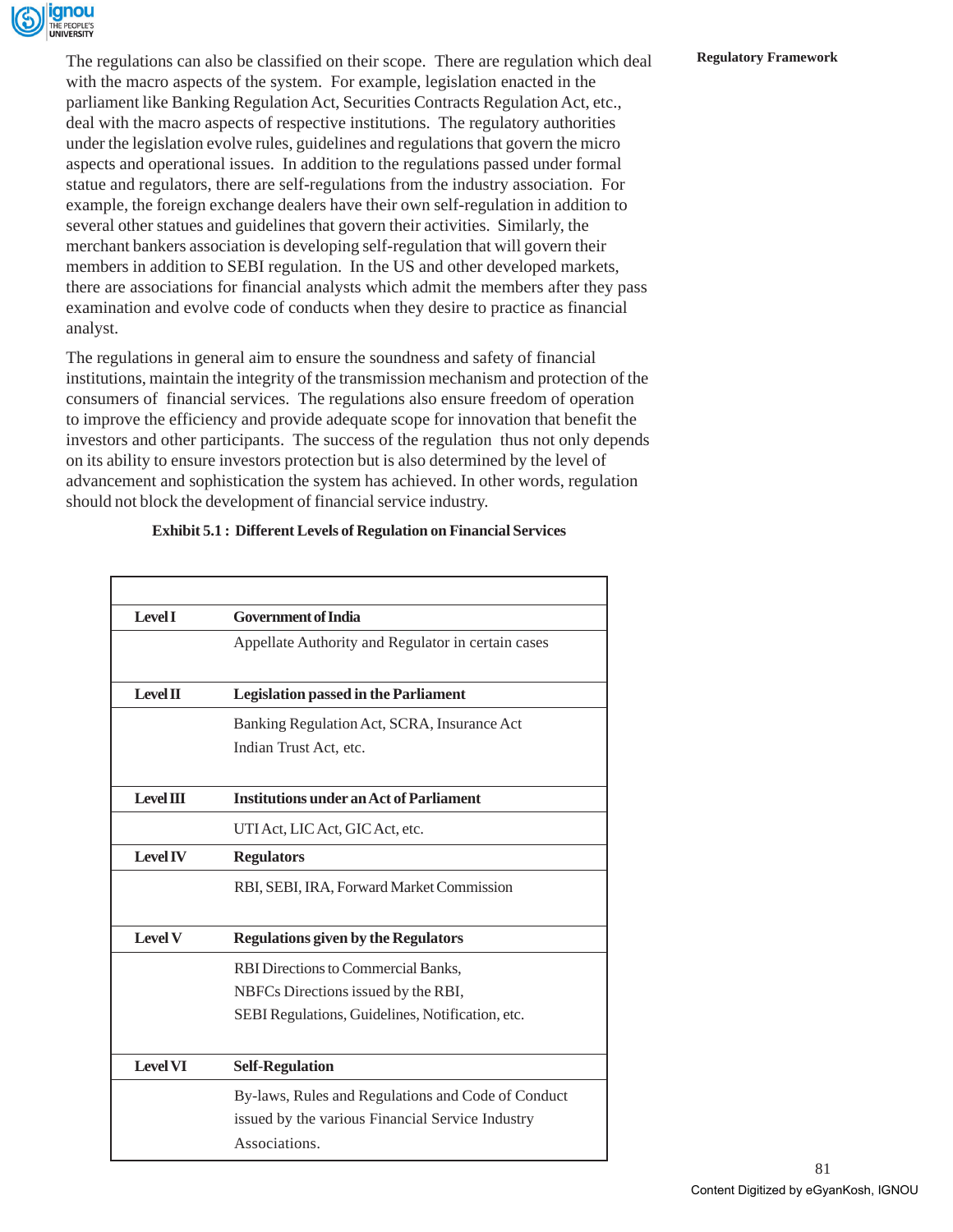The regulations can also be classified on their scope. There are regulation which deal with the macro aspects of the system. For example, legislation enacted in the parliament like Banking Regulation Act, Securities Contracts Regulation Act, etc., deal with the macro aspects of respective institutions. The regulatory authorities under the legislation evolve rules, guidelines and regulations that govern the micro aspects and operational issues. In addition to the regulations passed under formal statue and regulators, there are self-regulations from the industry association. For example, the foreign exchange dealers have their own self-regulation in addition to several other statues and guidelines that govern their activities. Similarly, the merchant bankers association is developing self-regulation that will govern their members in addition to SEBI regulation. In the US and other developed markets, there are associations for financial analysts which admit the members after they pass examination and evolve code of conducts when they desire to practice as financial analyst.

The regulations in general aim to ensure the soundness and safety of financial institutions, maintain the integrity of the transmission mechanism and protection of the consumers of financial services. The regulations also ensure freedom of operation to improve the efficiency and provide adequate scope for innovation that benefit the investors and other participants. The success of the regulation thus not only depends on its ability to ensure investors protection but is also determined by the level of advancement and sophistication the system has achieved. In other words, regulation should not block the development of financial service industry.

**Exhibit 5.1 : Different Levels of Regulation on Financial Services**

| | |
|---|---|
| **Level I** | **Government of India** |
| | Appellate Authority and Regulator in certain cases |
| **Level II** | **Legislation passed in the Parliament** |
| | Banking Regulation Act, SCRA, Insurance Act<br>Indian Trust Act, etc. |
| **Level III** | **Institutions under an Act of Parliament** |
| | UTI Act, LIC Act, GIC Act, etc. |
| **Level IV** | **Regulators** |
| | RBI, SEBI, IRA, Forward Market Commission |
| **Level V** | **Regulations given by the Regulators** |
| | RBI Directions to Commercial Banks,<br>NBFCs Directions issued by the RBI,<br>SEBI Regulations, Guidelines, Notification, etc. |
| **Level VI** | **Self-Regulation** |
| | By-laws, Rules and Regulations and Code of Conduct issued by the various Financial Service Industry Associations. |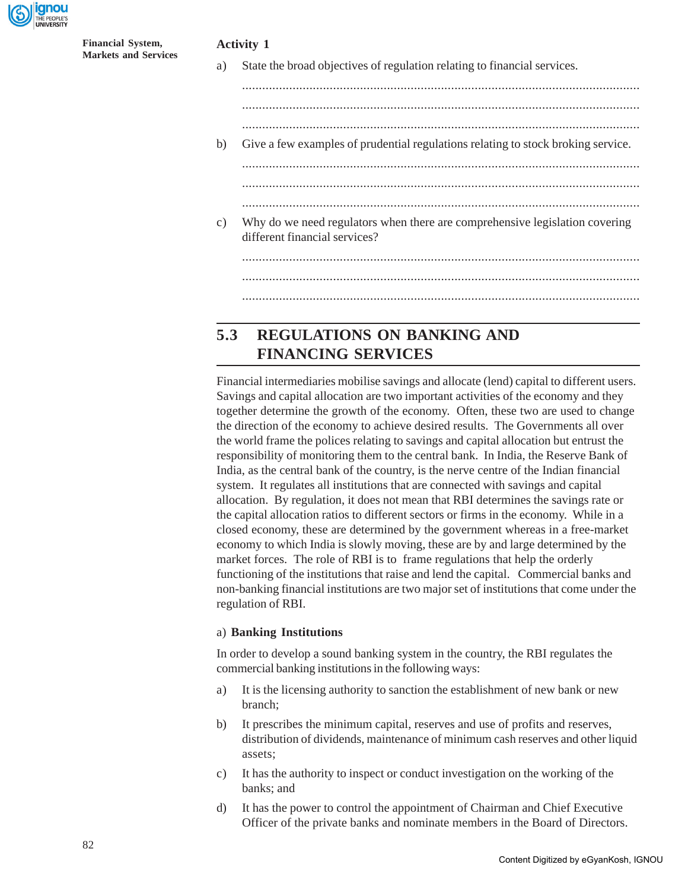**Activity 1**

a) State the broad objectives of regulation relating to financial services.

......................................................................................................................

......................................................................................................................

......................................................................................................................

b) Give a few examples of prudential regulations relating to stock broking service.

......................................................................................................................

......................................................................................................................

......................................................................................................................

c) Why do we need regulators when there are comprehensive legislation covering different financial services?

......................................................................................................................

......................................................................................................................

......................................................................................................................

## 5.3 REGULATIONS ON BANKING AND FINANCING SERVICES

Financial intermediaries mobilise savings and allocate (lend) capital to different users. Savings and capital allocation are two important activities of the economy and they together determine the growth of the economy. Often, these two are used to change the direction of the economy to achieve desired results. The Governments all over the world frame the polices relating to savings and capital allocation but entrust the responsibility of monitoring them to the central bank. In India, the Reserve Bank of India, as the central bank of the country, is the nerve centre of the Indian financial system. It regulates all institutions that are connected with savings and capital allocation. By regulation, it does not mean that RBI determines the savings rate or the capital allocation ratios to different sectors or firms in the economy. While in a closed economy, these are determined by the government whereas in a free-market economy to which India is slowly moving, these are by and large determined by the market forces. The role of RBI is to frame regulations that help the orderly functioning of the institutions that raise and lend the capital. Commercial banks and non-banking financial institutions are two major set of institutions that come under the regulation of RBI.

a) **Banking Institutions**

In order to develop a sound banking system in the country, the RBI regulates the commercial banking institutions in the following ways:

a) It is the licensing authority to sanction the establishment of new bank or new branch;

b) It prescribes the minimum capital, reserves and use of profits and reserves, distribution of dividends, maintenance of minimum cash reserves and other liquid assets;

c) It has the authority to inspect or conduct investigation on the working of the banks; and

d) It has the power to control the appointment of Chairman and Chief Executive Officer of the private banks and nominate members in the Board of Directors.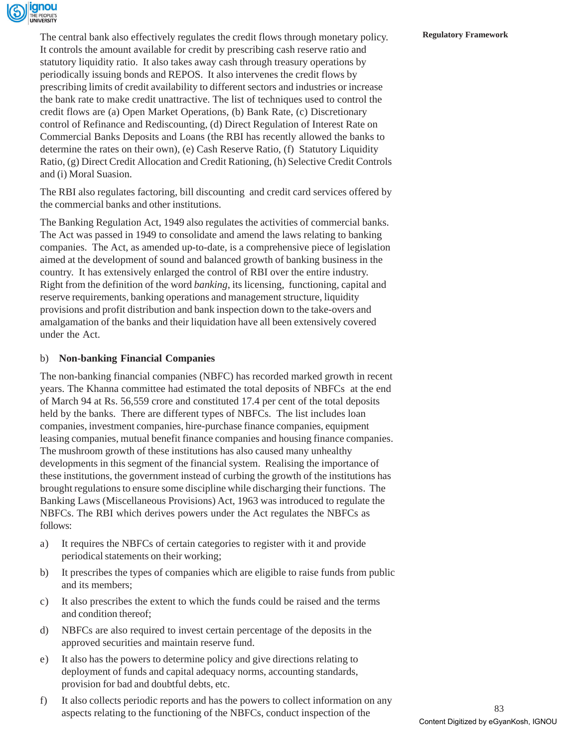The central bank also effectively regulates the credit flows through monetary policy. It controls the amount available for credit by prescribing cash reserve ratio and statutory liquidity ratio. It also takes away cash through treasury operations by periodically issuing bonds and REPOS. It also intervenes the credit flows by prescribing limits of credit availability to different sectors and industries or increase the bank rate to make credit unattractive. The list of techniques used to control the credit flows are (a) Open Market Operations, (b) Bank Rate, (c) Discretionary control of Refinance and Rediscounting, (d) Direct Regulation of Interest Rate on Commercial Banks Deposits and Loans (the RBI has recently allowed the banks to determine the rates on their own), (e) Cash Reserve Ratio, (f) Statutory Liquidity Ratio, (g) Direct Credit Allocation and Credit Rationing, (h) Selective Credit Controls and (i) Moral Suasion.

The RBI also regulates factoring, bill discounting and credit card services offered by the commercial banks and other institutions.

The Banking Regulation Act, 1949 also regulates the activities of commercial banks. The Act was passed in 1949 to consolidate and amend the laws relating to banking companies. The Act, as amended up-to-date, is a comprehensive piece of legislation aimed at the development of sound and balanced growth of banking business in the country. It has extensively enlarged the control of RBI over the entire industry. Right from the definition of the word *banking*, its licensing, functioning, capital and reserve requirements, banking operations and management structure, liquidity provisions and profit distribution and bank inspection down to the take-overs and amalgamation of the banks and their liquidation have all been extensively covered under the Act.

b) **Non-banking Financial Companies**

The non-banking financial companies (NBFC) has recorded marked growth in recent years. The Khanna committee had estimated the total deposits of NBFCs at the end of March 94 at Rs. 56,559 crore and constituted 17.4 per cent of the total deposits held by the banks. There are different types of NBFCs. The list includes loan companies, investment companies, hire-purchase finance companies, equipment leasing companies, mutual benefit finance companies and housing finance companies. The mushroom growth of these institutions has also caused many unhealthy developments in this segment of the financial system. Realising the importance of these institutions, the government instead of curbing the growth of the institutions has brought regulations to ensure some discipline while discharging their functions. The Banking Laws (Miscellaneous Provisions) Act, 1963 was introduced to regulate the NBFCs. The RBI which derives powers under the Act regulates the NBFCs as follows:

a) It requires the NBFCs of certain categories to register with it and provide periodical statements on their working;

b) It prescribes the types of companies which are eligible to raise funds from public and its members;

c) It also prescribes the extent to which the funds could be raised and the terms and condition thereof;

d) NBFCs are also required to invest certain percentage of the deposits in the approved securities and maintain reserve fund.

e) It also has the powers to determine policy and give directions relating to deployment of funds and capital adequacy norms, accounting standards, provision for bad and doubtful debts, etc.

f) It also collects periodic reports and has the powers to collect information on any aspects relating to the functioning of the NBFCs, conduct inspection of the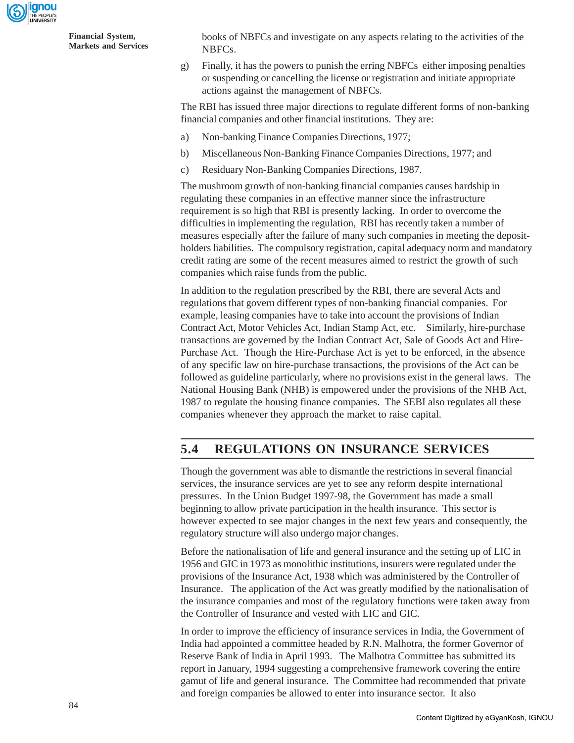books of NBFCs and investigate on any aspects relating to the activities of the NBFCs.

g) Finally, it has the powers to punish the erring NBFCs either imposing penalties or suspending or cancelling the license or registration and initiate appropriate actions against the management of NBFCs.

The RBI has issued three major directions to regulate different forms of non-banking financial companies and other financial institutions. They are:

a) Non-banking Finance Companies Directions, 1977;

b) Miscellaneous Non-Banking Finance Companies Directions, 1977; and

c) Residuary Non-Banking Companies Directions, 1987.

The mushroom growth of non-banking financial companies causes hardship in regulating these companies in an effective manner since the infrastructure requirement is so high that RBI is presently lacking. In order to overcome the difficulties in implementing the regulation, RBI has recently taken a number of measures especially after the failure of many such companies in meeting the deposit-holders liabilities. The compulsory registration, capital adequacy norm and mandatory credit rating are some of the recent measures aimed to restrict the growth of such companies which raise funds from the public.

In addition to the regulation prescribed by the RBI, there are several Acts and regulations that govern different types of non-banking financial companies. For example, leasing companies have to take into account the provisions of Indian Contract Act, Motor Vehicles Act, Indian Stamp Act, etc. Similarly, hire-purchase transactions are governed by the Indian Contract Act, Sale of Goods Act and Hire-Purchase Act. Though the Hire-Purchase Act is yet to be enforced, in the absence of any specific law on hire-purchase transactions, the provisions of the Act can be followed as guideline particularly, where no provisions exist in the general laws. The National Housing Bank (NHB) is empowered under the provisions of the NHB Act, 1987 to regulate the housing finance companies. The SEBI also regulates all these companies whenever they approach the market to raise capital.

## 5.4 REGULATIONS ON INSURANCE SERVICES

Though the government was able to dismantle the restrictions in several financial services, the insurance services are yet to see any reform despite international pressures. In the Union Budget 1997-98, the Government has made a small beginning to allow private participation in the health insurance. This sector is however expected to see major changes in the next few years and consequently, the regulatory structure will also undergo major changes.

Before the nationalisation of life and general insurance and the setting up of LIC in 1956 and GIC in 1973 as monolithic institutions, insurers were regulated under the provisions of the Insurance Act, 1938 which was administered by the Controller of Insurance. The application of the Act was greatly modified by the nationalisation of the insurance companies and most of the regulatory functions were taken away from the Controller of Insurance and vested with LIC and GIC.

In order to improve the efficiency of insurance services in India, the Government of India had appointed a committee headed by R.N. Malhotra, the former Governor of Reserve Bank of India in April 1993. The Malhotra Committee has submitted its report in January, 1994 suggesting a comprehensive framework covering the entire gamut of life and general insurance. The Committee had recommended that private and foreign companies be allowed to enter into insurance sector. It also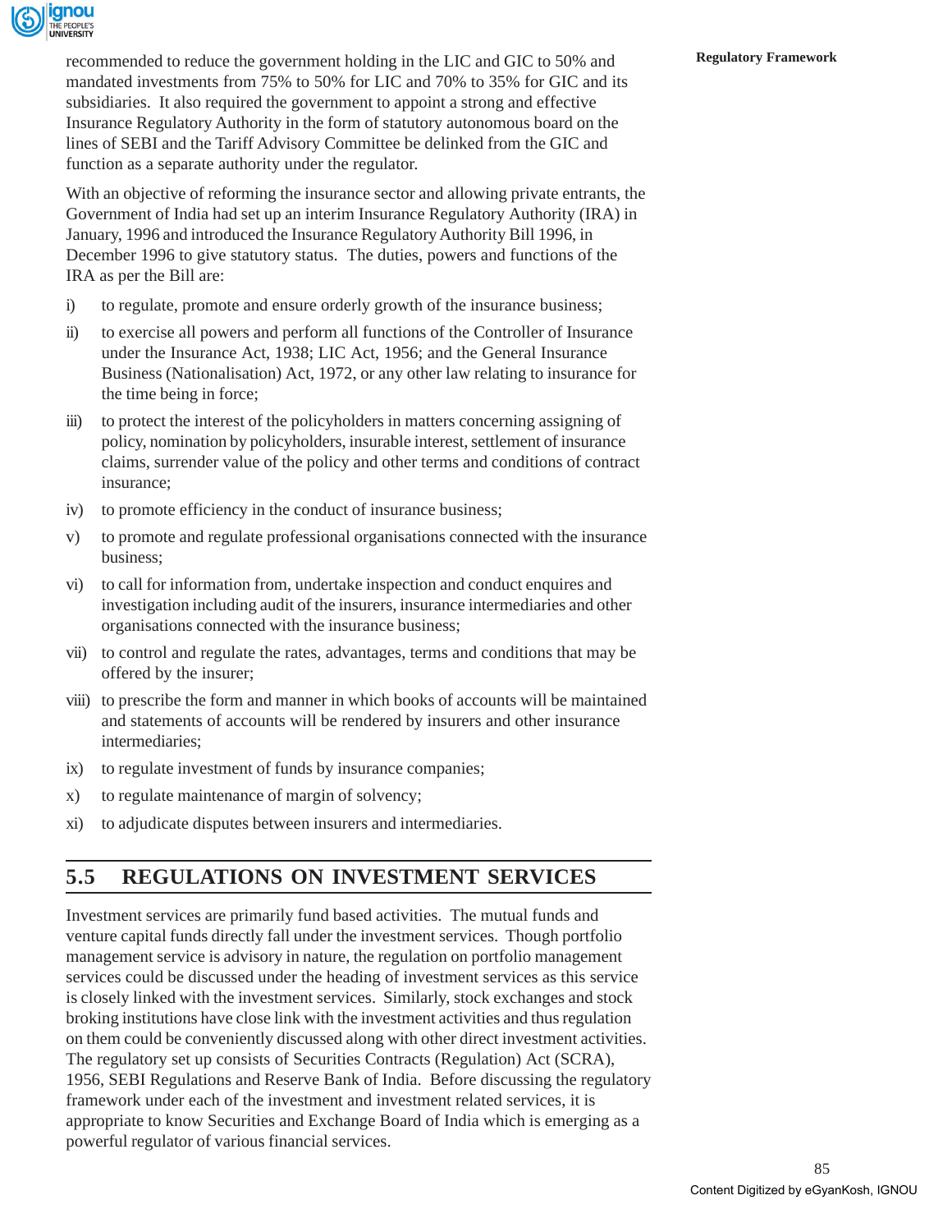recommended to reduce the government holding in the LIC and GIC to 50% and mandated investments from 75% to 50% for LIC and 70% to 35% for GIC and its subsidiaries. It also required the government to appoint a strong and effective Insurance Regulatory Authority in the form of statutory autonomous board on the lines of SEBI and the Tariff Advisory Committee be delinked from the GIC and function as a separate authority under the regulator.

With an objective of reforming the insurance sector and allowing private entrants, the Government of India had set up an interim Insurance Regulatory Authority (IRA) in January, 1996 and introduced the Insurance Regulatory Authority Bill 1996, in December 1996 to give statutory status. The duties, powers and functions of the IRA as per the Bill are:

i) to regulate, promote and ensure orderly growth of the insurance business;

ii) to exercise all powers and perform all functions of the Controller of Insurance under the Insurance Act, 1938; LIC Act, 1956; and the General Insurance Business (Nationalisation) Act, 1972, or any other law relating to insurance for the time being in force;

iii) to protect the interest of the policyholders in matters concerning assigning of policy, nomination by policyholders, insurable interest, settlement of insurance claims, surrender value of the policy and other terms and conditions of contract insurance;

iv) to promote efficiency in the conduct of insurance business;

v) to promote and regulate professional organisations connected with the insurance business;

vi) to call for information from, undertake inspection and conduct enquires and investigation including audit of the insurers, insurance intermediaries and other organisations connected with the insurance business;

vii) to control and regulate the rates, advantages, terms and conditions that may be offered by the insurer;

viii) to prescribe the form and manner in which books of accounts will be maintained and statements of accounts will be rendered by insurers and other insurance intermediaries;

ix) to regulate investment of funds by insurance companies;

x) to regulate maintenance of margin of solvency;

xi) to adjudicate disputes between insurers and intermediaries.

## 5.5 REGULATIONS ON INVESTMENT SERVICES

Investment services are primarily fund based activities. The mutual funds and venture capital funds directly fall under the investment services. Though portfolio management service is advisory in nature, the regulation on portfolio management services could be discussed under the heading of investment services as this service is closely linked with the investment services. Similarly, stock exchanges and stock broking institutions have close link with the investment activities and thus regulation on them could be conveniently discussed along with other direct investment activities. The regulatory set up consists of Securities Contracts (Regulation) Act (SCRA), 1956, SEBI Regulations and Reserve Bank of India. Before discussing the regulatory framework under each of the investment and investment related services, it is appropriate to know Securities and Exchange Board of India which is emerging as a powerful regulator of various financial services.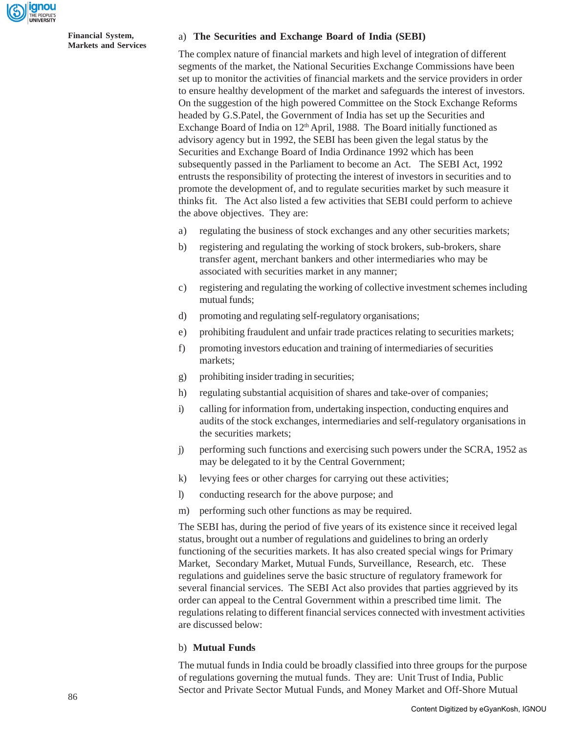### a) The Securities and Exchange Board of India (SEBI)

The complex nature of financial markets and high level of integration of different segments of the market, the National Securities Exchange Commissions have been set up to monitor the activities of financial markets and the service providers in order to ensure healthy development of the market and safeguards the interest of investors. On the suggestion of the high powered Committee on the Stock Exchange Reforms headed by G.S.Patel, the Government of India has set up the Securities and Exchange Board of India on 12th April, 1988. The Board initially functioned as advisory agency but in 1992, the SEBI has been given the legal status by the Securities and Exchange Board of India Ordinance 1992 which has been subsequently passed in the Parliament to become an Act. The SEBI Act, 1992 entrusts the responsibility of protecting the interest of investors in securities and to promote the development of, and to regulate securities market by such measure it thinks fit. The Act also listed a few activities that SEBI could perform to achieve the above objectives. They are:

a) regulating the business of stock exchanges and any other securities markets;

b) registering and regulating the working of stock brokers, sub-brokers, share transfer agent, merchant bankers and other intermediaries who may be associated with securities market in any manner;

c) registering and regulating the working of collective investment schemes including mutual funds;

d) promoting and regulating self-regulatory organisations;

e) prohibiting fraudulent and unfair trade practices relating to securities markets;

f) promoting investors education and training of intermediaries of securities markets;

g) prohibiting insider trading in securities;

h) regulating substantial acquisition of shares and take-over of companies;

i) calling for information from, undertaking inspection, conducting enquires and audits of the stock exchanges, intermediaries and self-regulatory organisations in the securities markets;

j) performing such functions and exercising such powers under the SCRA, 1952 as may be delegated to it by the Central Government;

k) levying fees or other charges for carrying out these activities;

l) conducting research for the above purpose; and

m) performing such other functions as may be required.

The SEBI has, during the period of five years of its existence since it received legal status, brought out a number of regulations and guidelines to bring an orderly functioning of the securities markets. It has also created special wings for Primary Market, Secondary Market, Mutual Funds, Surveillance, Research, etc. These regulations and guidelines serve the basic structure of regulatory framework for several financial services. The SEBI Act also provides that parties aggrieved by its order can appeal to the Central Government within a prescribed time limit. The regulations relating to different financial services connected with investment activities are discussed below:

### b) Mutual Funds

The mutual funds in India could be broadly classified into three groups for the purpose of regulations governing the mutual funds. They are: Unit Trust of India, Public Sector and Private Sector Mutual Funds, and Money Market and Off-Shore Mutual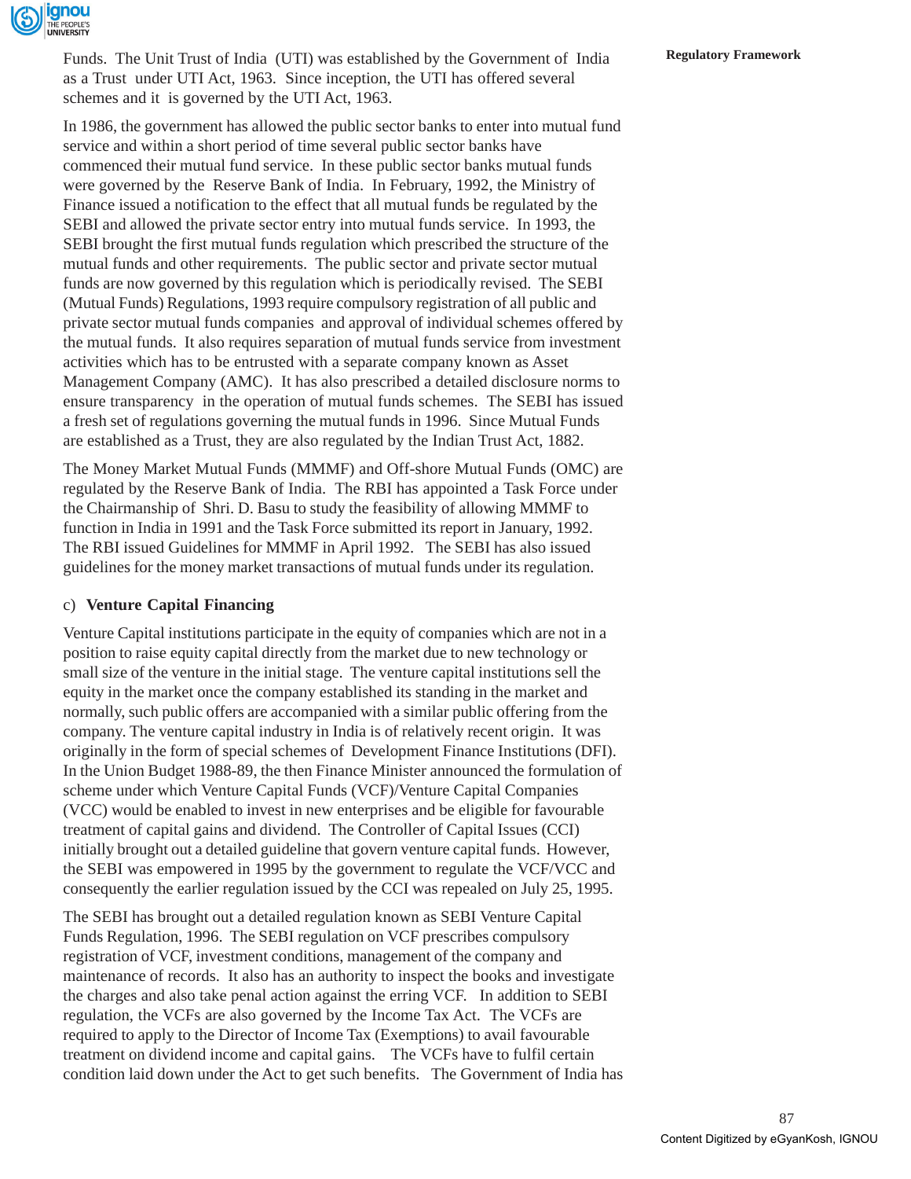Funds. The Unit Trust of India (UTI) was established by the Government of India as a Trust under UTI Act, 1963. Since inception, the UTI has offered several schemes and it is governed by the UTI Act, 1963.

In 1986, the government has allowed the public sector banks to enter into mutual fund service and within a short period of time several public sector banks have commenced their mutual fund service. In these public sector banks mutual funds were governed by the Reserve Bank of India. In February, 1992, the Ministry of Finance issued a notification to the effect that all mutual funds be regulated by the SEBI and allowed the private sector entry into mutual funds service. In 1993, the SEBI brought the first mutual funds regulation which prescribed the structure of the mutual funds and other requirements. The public sector and private sector mutual funds are now governed by this regulation which is periodically revised. The SEBI (Mutual Funds) Regulations, 1993 require compulsory registration of all public and private sector mutual funds companies and approval of individual schemes offered by the mutual funds. It also requires separation of mutual funds service from investment activities which has to be entrusted with a separate company known as Asset Management Company (AMC). It has also prescribed a detailed disclosure norms to ensure transparency in the operation of mutual funds schemes. The SEBI has issued a fresh set of regulations governing the mutual funds in 1996. Since Mutual Funds are established as a Trust, they are also regulated by the Indian Trust Act, 1882.

The Money Market Mutual Funds (MMMF) and Off-shore Mutual Funds (OMC) are regulated by the Reserve Bank of India. The RBI has appointed a Task Force under the Chairmanship of Shri. D. Basu to study the feasibility of allowing MMMF to function in India in 1991 and the Task Force submitted its report in January, 1992. The RBI issued Guidelines for MMMF in April 1992. The SEBI has also issued guidelines for the money market transactions of mutual funds under its regulation.

c) **Venture Capital Financing**

Venture Capital institutions participate in the equity of companies which are not in a position to raise equity capital directly from the market due to new technology or small size of the venture in the initial stage. The venture capital institutions sell the equity in the market once the company established its standing in the market and normally, such public offers are accompanied with a similar public offering from the company. The venture capital industry in India is of relatively recent origin. It was originally in the form of special schemes of Development Finance Institutions (DFI). In the Union Budget 1988-89, the then Finance Minister announced the formulation of scheme under which Venture Capital Funds (VCF)/Venture Capital Companies (VCC) would be enabled to invest in new enterprises and be eligible for favourable treatment of capital gains and dividend. The Controller of Capital Issues (CCI) initially brought out a detailed guideline that govern venture capital funds. However, the SEBI was empowered in 1995 by the government to regulate the VCF/VCC and consequently the earlier regulation issued by the CCI was repealed on July 25, 1995.

The SEBI has brought out a detailed regulation known as SEBI Venture Capital Funds Regulation, 1996. The SEBI regulation on VCF prescribes compulsory registration of VCF, investment conditions, management of the company and maintenance of records. It also has an authority to inspect the books and investigate the charges and also take penal action against the erring VCF. In addition to SEBI regulation, the VCFs are also governed by the Income Tax Act. The VCFs are required to apply to the Director of Income Tax (Exemptions) to avail favourable treatment on dividend income and capital gains. The VCFs have to fulfil certain condition laid down under the Act to get such benefits. The Government of India has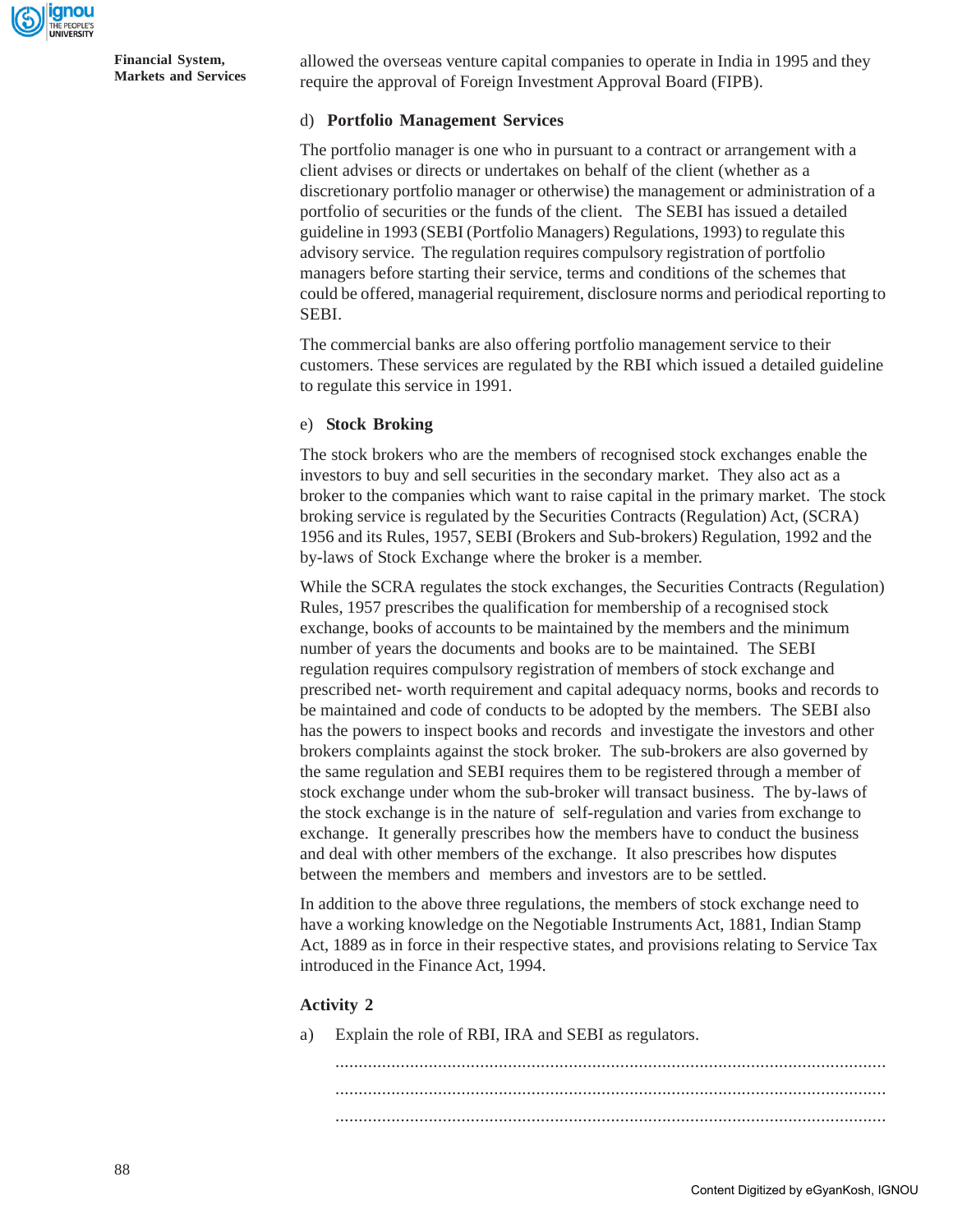allowed the overseas venture capital companies to operate in India in 1995 and they require the approval of Foreign Investment Approval Board (FIPB).

d) **Portfolio Management Services**

The portfolio manager is one who in pursuant to a contract or arrangement with a client advises or directs or undertakes on behalf of the client (whether as a discretionary portfolio manager or otherwise) the management or administration of a portfolio of securities or the funds of the client. The SEBI has issued a detailed guideline in 1993 (SEBI (Portfolio Managers) Regulations, 1993) to regulate this advisory service. The regulation requires compulsory registration of portfolio managers before starting their service, terms and conditions of the schemes that could be offered, managerial requirement, disclosure norms and periodical reporting to SEBI.

The commercial banks are also offering portfolio management service to their customers. These services are regulated by the RBI which issued a detailed guideline to regulate this service in 1991.

e) **Stock Broking**

The stock brokers who are the members of recognised stock exchanges enable the investors to buy and sell securities in the secondary market. They also act as a broker to the companies which want to raise capital in the primary market. The stock broking service is regulated by the Securities Contracts (Regulation) Act, (SCRA) 1956 and its Rules, 1957, SEBI (Brokers and Sub-brokers) Regulation, 1992 and the by-laws of Stock Exchange where the broker is a member.

While the SCRA regulates the stock exchanges, the Securities Contracts (Regulation) Rules, 1957 prescribes the qualification for membership of a recognised stock exchange, books of accounts to be maintained by the members and the minimum number of years the documents and books are to be maintained. The SEBI regulation requires compulsory registration of members of stock exchange and prescribed net- worth requirement and capital adequacy norms, books and records to be maintained and code of conducts to be adopted by the members. The SEBI also has the powers to inspect books and records and investigate the investors and other brokers complaints against the stock broker. The sub-brokers are also governed by the same regulation and SEBI requires them to be registered through a member of stock exchange under whom the sub-broker will transact business. The by-laws of the stock exchange is in the nature of self-regulation and varies from exchange to exchange. It generally prescribes how the members have to conduct the business and deal with other members of the exchange. It also prescribes how disputes between the members and members and investors are to be settled.

In addition to the above three regulations, the members of stock exchange need to have a working knowledge on the Negotiable Instruments Act, 1881, Indian Stamp Act, 1889 as in force in their respective states, and provisions relating to Service Tax introduced in the Finance Act, 1994.

**Activity 2**

a) Explain the role of RBI, IRA and SEBI as regulators.

..........................................................................................................................

..........................................................................................................................

..........................................................................................................................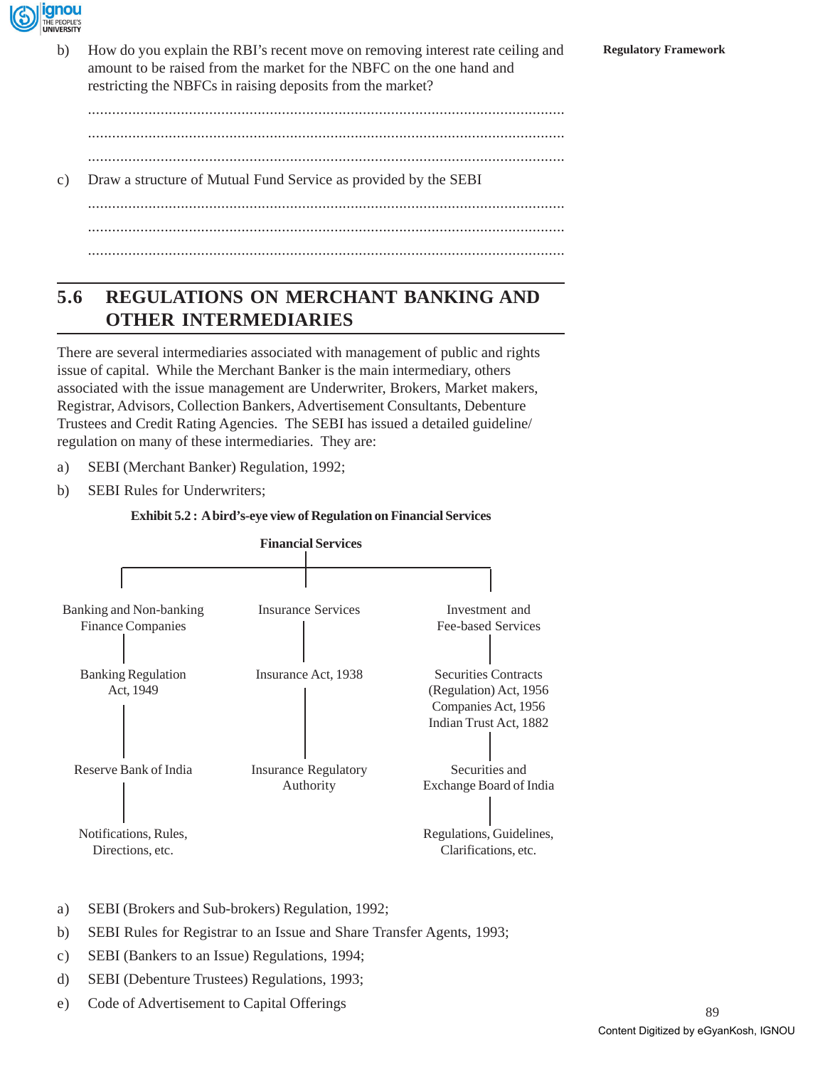b) How do you explain the RBI's recent move on removing interest rate ceiling and amount to be raised from the market for the NBFC on the one hand and restricting the NBFCs in raising deposits from the market?

......................................................................................................................

......................................................................................................................

......................................................................................................................

c) Draw a structure of Mutual Fund Service as provided by the SEBI

......................................................................................................................

......................................................................................................................

......................................................................................................................

## 5.6 REGULATIONS ON MERCHANT BANKING AND OTHER INTERMEDIARIES

There are several intermediaries associated with management of public and rights issue of capital. While the Merchant Banker is the main intermediary, others associated with the issue management are Underwriter, Brokers, Market makers, Registrar, Advisors, Collection Bankers, Advertisement Consultants, Debenture Trustees and Credit Rating Agencies. The SEBI has issued a detailed guideline/regulation on many of these intermediaries. They are:

a) SEBI (Merchant Banker) Regulation, 1992;

b) SEBI Rules for Underwriters;

**Exhibit 5.2 : A bird's-eye view of Regulation on Financial Services**

| Financial Services | | |
|---|---|---|
| Banking and Non-banking Finance Companies | Insurance Services | Investment and Fee-based Services |
| Banking Regulation Act, 1949 | Insurance Act, 1938 | Securities Contracts (Regulation) Act, 1956<br>Companies Act, 1956<br>Indian Trust Act, 1882 |
| Reserve Bank of India | Insurance Regulatory Authority | Securities and Exchange Board of India |
| Notifications, Rules, Directions, etc. | | Regulations, Guidelines, Clarifications, etc. |

a) SEBI (Brokers and Sub-brokers) Regulation, 1992;

b) SEBI Rules for Registrar to an Issue and Share Transfer Agents, 1993;

c) SEBI (Bankers to an Issue) Regulations, 1994;

d) SEBI (Debenture Trustees) Regulations, 1993;

e) Code of Advertisement to Capital Offerings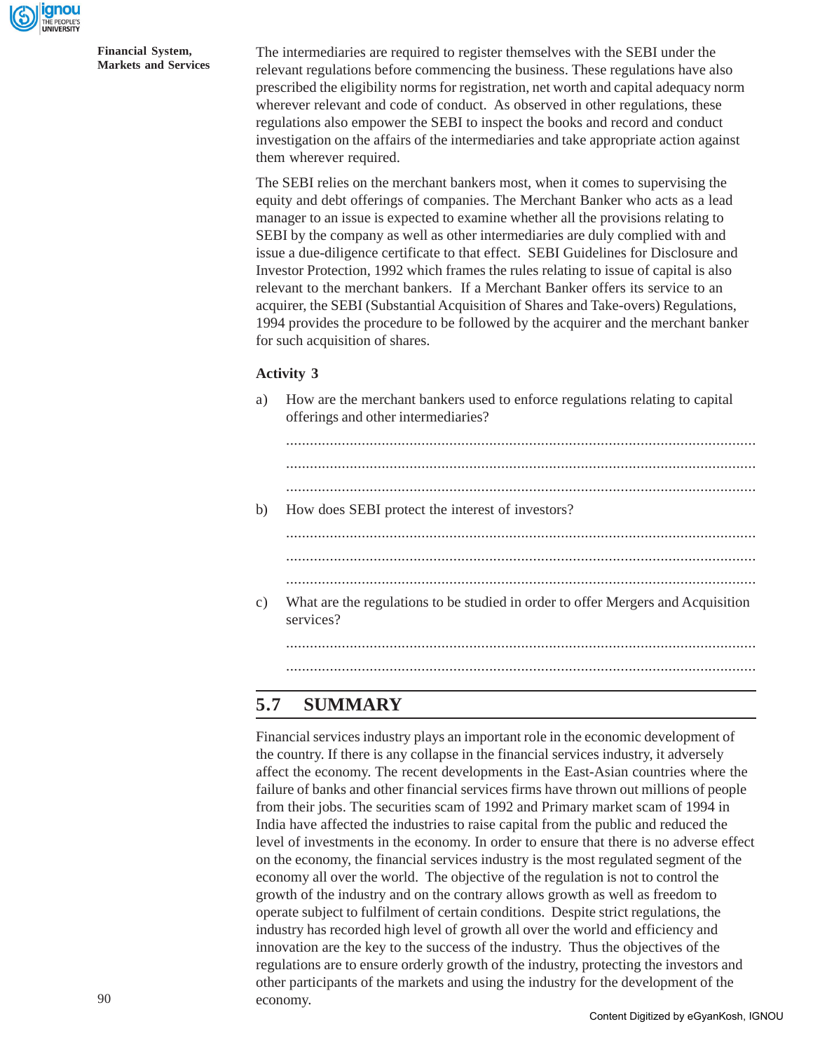The intermediaries are required to register themselves with the SEBI under the relevant regulations before commencing the business. These regulations have also prescribed the eligibility norms for registration, net worth and capital adequacy norm wherever relevant and code of conduct. As observed in other regulations, these regulations also empower the SEBI to inspect the books and record and conduct investigation on the affairs of the intermediaries and take appropriate action against them wherever required.

The SEBI relies on the merchant bankers most, when it comes to supervising the equity and debt offerings of companies. The Merchant Banker who acts as a lead manager to an issue is expected to examine whether all the provisions relating to SEBI by the company as well as other intermediaries are duly complied with and issue a due-diligence certificate to that effect. SEBI Guidelines for Disclosure and Investor Protection, 1992 which frames the rules relating to issue of capital is also relevant to the merchant bankers. If a Merchant Banker offers its service to an acquirer, the SEBI (Substantial Acquisition of Shares and Take-overs) Regulations, 1994 provides the procedure to be followed by the acquirer and the merchant banker for such acquisition of shares.

**Activity 3**

a) How are the merchant bankers used to enforce regulations relating to capital offerings and other intermediaries?

.......................................................................................................................

.......................................................................................................................

.......................................................................................................................

b) How does SEBI protect the interest of investors?

.......................................................................................................................

.......................................................................................................................

.......................................................................................................................

c) What are the regulations to be studied in order to offer Mergers and Acquisition services?

.......................................................................................................................

.......................................................................................................................

## 5.7 SUMMARY

Financial services industry plays an important role in the economic development of the country. If there is any collapse in the financial services industry, it adversely affect the economy. The recent developments in the East-Asian countries where the failure of banks and other financial services firms have thrown out millions of people from their jobs. The securities scam of 1992 and Primary market scam of 1994 in India have affected the industries to raise capital from the public and reduced the level of investments in the economy. In order to ensure that there is no adverse effect on the economy, the financial services industry is the most regulated segment of the economy all over the world. The objective of the regulation is not to control the growth of the industry and on the contrary allows growth as well as freedom to operate subject to fulfilment of certain conditions. Despite strict regulations, the industry has recorded high level of growth all over the world and efficiency and innovation are the key to the success of the industry. Thus the objectives of the regulations are to ensure orderly growth of the industry, protecting the investors and other participants of the markets and using the industry for the development of the economy.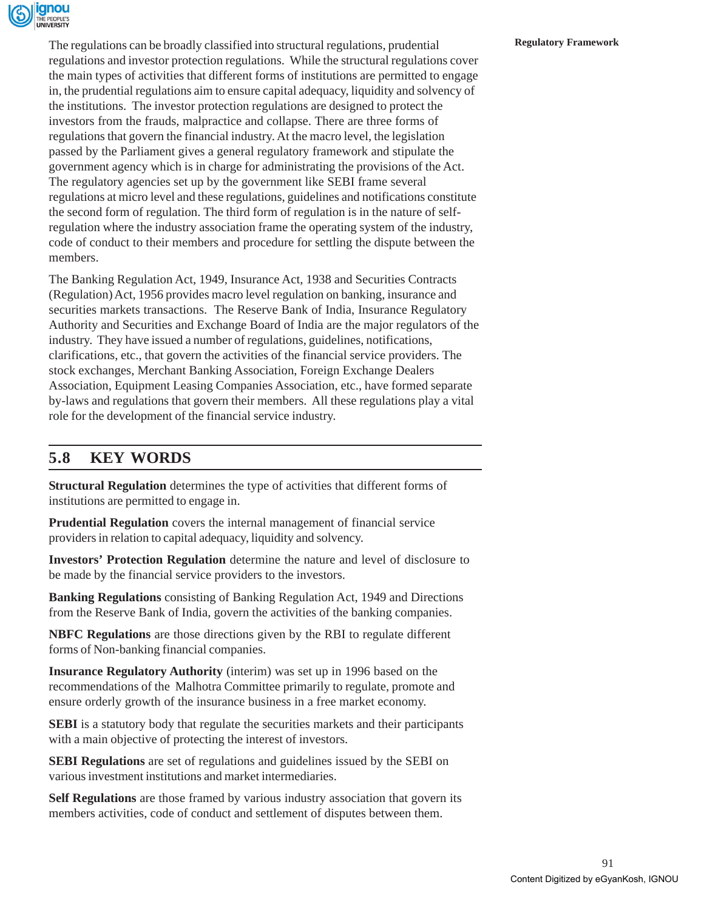The regulations can be broadly classified into structural regulations, prudential regulations and investor protection regulations. While the structural regulations cover the main types of activities that different forms of institutions are permitted to engage in, the prudential regulations aim to ensure capital adequacy, liquidity and solvency of the institutions. The investor protection regulations are designed to protect the investors from the frauds, malpractice and collapse. There are three forms of regulations that govern the financial industry. At the macro level, the legislation passed by the Parliament gives a general regulatory framework and stipulate the government agency which is in charge for administrating the provisions of the Act. The regulatory agencies set up by the government like SEBI frame several regulations at micro level and these regulations, guidelines and notifications constitute the second form of regulation. The third form of regulation is in the nature of self-regulation where the industry association frame the operating system of the industry, code of conduct to their members and procedure for settling the dispute between the members.

The Banking Regulation Act, 1949, Insurance Act, 1938 and Securities Contracts (Regulation) Act, 1956 provides macro level regulation on banking, insurance and securities markets transactions. The Reserve Bank of India, Insurance Regulatory Authority and Securities and Exchange Board of India are the major regulators of the industry. They have issued a number of regulations, guidelines, notifications, clarifications, etc., that govern the activities of the financial service providers. The stock exchanges, Merchant Banking Association, Foreign Exchange Dealers Association, Equipment Leasing Companies Association, etc., have formed separate by-laws and regulations that govern their members. All these regulations play a vital role for the development of the financial service industry.

## 5.8 KEY WORDS

**Structural Regulation** determines the type of activities that different forms of institutions are permitted to engage in.

**Prudential Regulation** covers the internal management of financial service providers in relation to capital adequacy, liquidity and solvency.

**Investors' Protection Regulation** determine the nature and level of disclosure to be made by the financial service providers to the investors.

**Banking Regulations** consisting of Banking Regulation Act, 1949 and Directions from the Reserve Bank of India, govern the activities of the banking companies.

**NBFC Regulations** are those directions given by the RBI to regulate different forms of Non-banking financial companies.

**Insurance Regulatory Authority** (interim) was set up in 1996 based on the recommendations of the Malhotra Committee primarily to regulate, promote and ensure orderly growth of the insurance business in a free market economy.

**SEBI** is a statutory body that regulate the securities markets and their participants with a main objective of protecting the interest of investors.

**SEBI Regulations** are set of regulations and guidelines issued by the SEBI on various investment institutions and market intermediaries.

**Self Regulations** are those framed by various industry association that govern its members activities, code of conduct and settlement of disputes between them.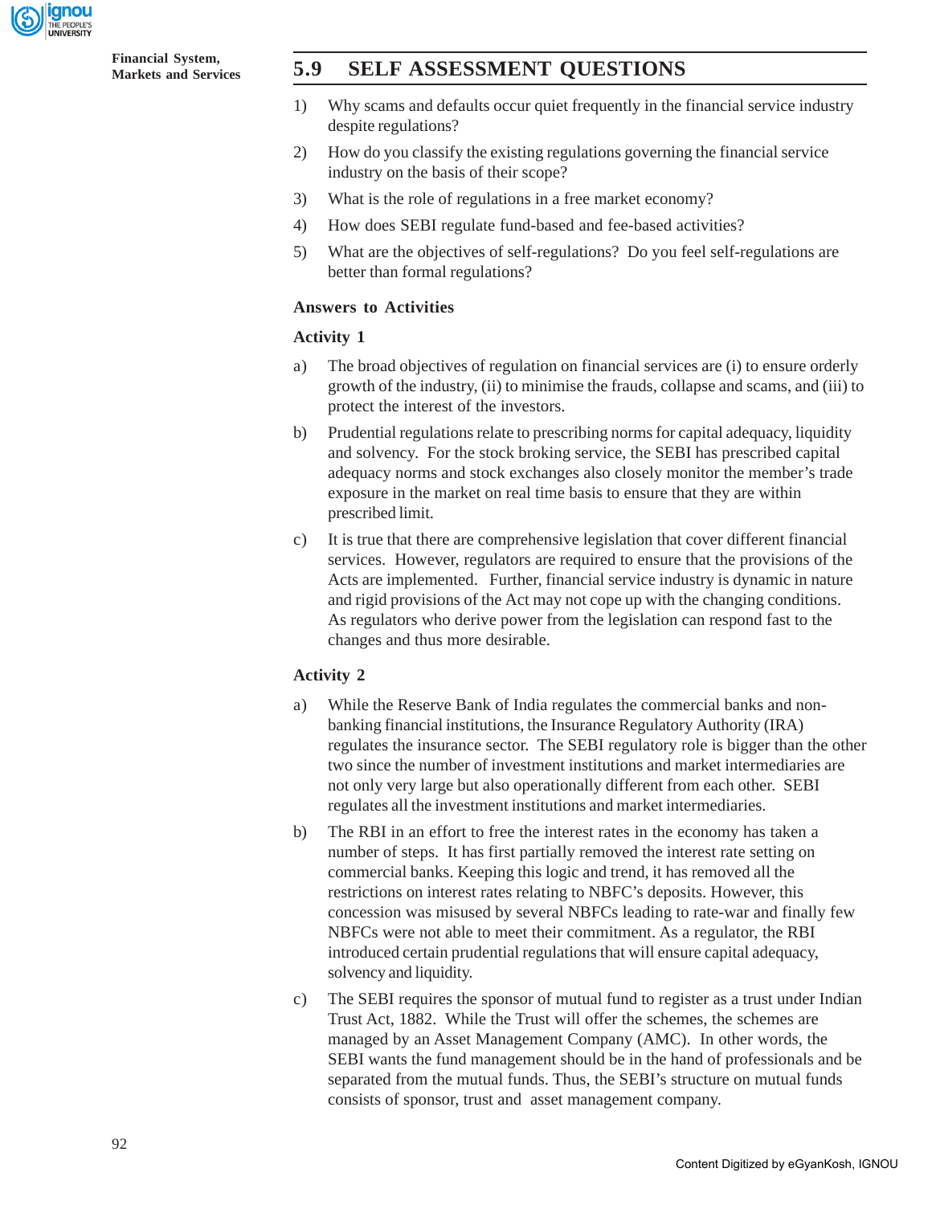## 5.9 SELF ASSESSMENT QUESTIONS

1) Why scams and defaults occur quiet frequently in the financial service industry despite regulations?

2) How do you classify the existing regulations governing the financial service industry on the basis of their scope?

3) What is the role of regulations in a free market economy?

4) How does SEBI regulate fund-based and fee-based activities?

5) What are the objectives of self-regulations? Do you feel self-regulations are better than formal regulations?

### Answers to Activities

### Activity 1

a) The broad objectives of regulation on financial services are (i) to ensure orderly growth of the industry, (ii) to minimise the frauds, collapse and scams, and (iii) to protect the interest of the investors.

b) Prudential regulations relate to prescribing norms for capital adequacy, liquidity and solvency. For the stock broking service, the SEBI has prescribed capital adequacy norms and stock exchanges also closely monitor the member's trade exposure in the market on real time basis to ensure that they are within prescribed limit.

c) It is true that there are comprehensive legislation that cover different financial services. However, regulators are required to ensure that the provisions of the Acts are implemented. Further, financial service industry is dynamic in nature and rigid provisions of the Act may not cope up with the changing conditions. As regulators who derive power from the legislation can respond fast to the changes and thus more desirable.

### Activity 2

a) While the Reserve Bank of India regulates the commercial banks and non-banking financial institutions, the Insurance Regulatory Authority (IRA) regulates the insurance sector. The SEBI regulatory role is bigger than the other two since the number of investment institutions and market intermediaries are not only very large but also operationally different from each other. SEBI regulates all the investment institutions and market intermediaries.

b) The RBI in an effort to free the interest rates in the economy has taken a number of steps. It has first partially removed the interest rate setting on commercial banks. Keeping this logic and trend, it has removed all the restrictions on interest rates relating to NBFC's deposits. However, this concession was misused by several NBFCs leading to rate-war and finally few NBFCs were not able to meet their commitment. As a regulator, the RBI introduced certain prudential regulations that will ensure capital adequacy, solvency and liquidity.

c) The SEBI requires the sponsor of mutual fund to register as a trust under Indian Trust Act, 1882. While the Trust will offer the schemes, the schemes are managed by an Asset Management Company (AMC). In other words, the SEBI wants the fund management should be in the hand of professionals and be separated from the mutual funds. Thus, the SEBI's structure on mutual funds consists of sponsor, trust and asset management company.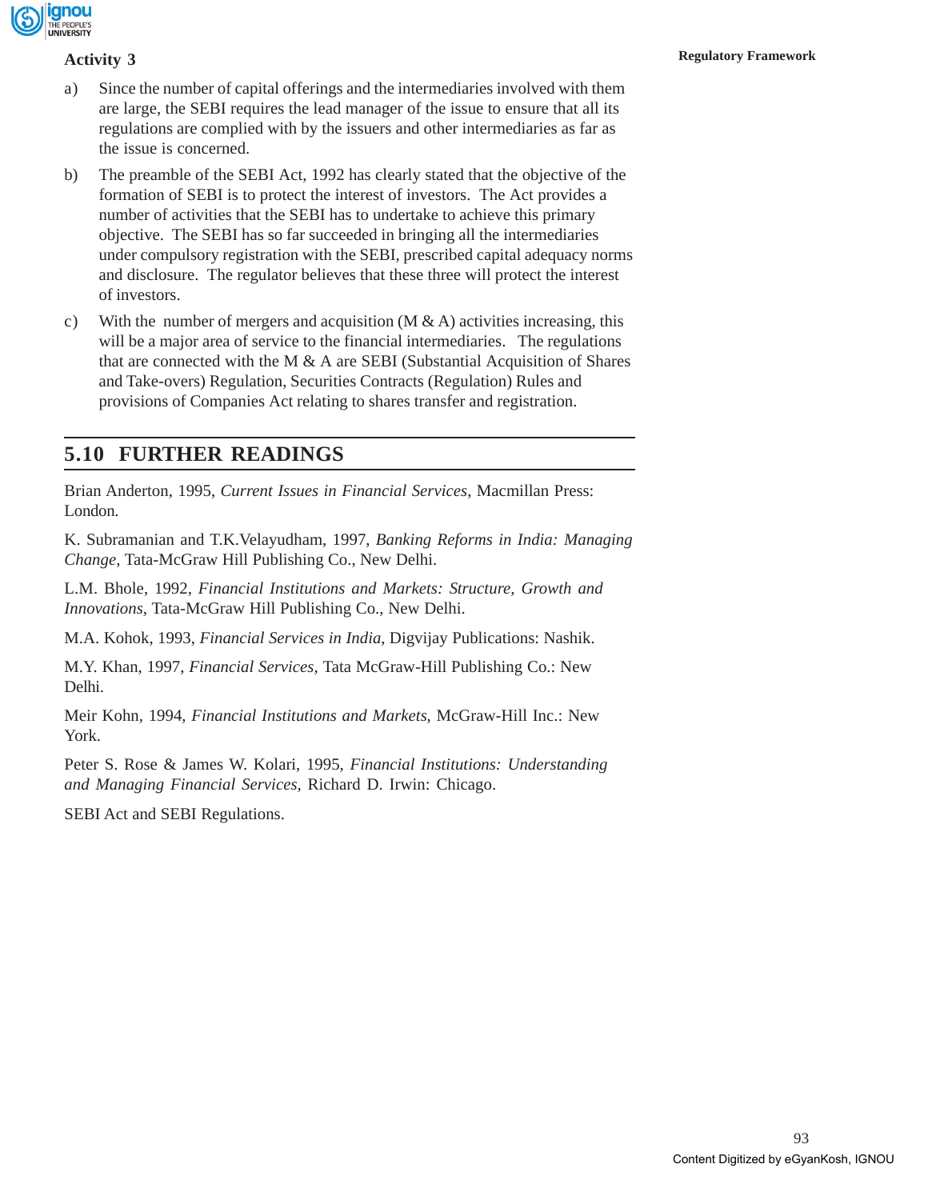**Activity 3**

a) Since the number of capital offerings and the intermediaries involved with them are large, the SEBI requires the lead manager of the issue to ensure that all its regulations are complied with by the issuers and other intermediaries as far as the issue is concerned.

b) The preamble of the SEBI Act, 1992 has clearly stated that the objective of the formation of SEBI is to protect the interest of investors. The Act provides a number of activities that the SEBI has to undertake to achieve this primary objective. The SEBI has so far succeeded in bringing all the intermediaries under compulsory registration with the SEBI, prescribed capital adequacy norms and disclosure. The regulator believes that these three will protect the interest of investors.

c) With the number of mergers and acquisition (M & A) activities increasing, this will be a major area of service to the financial intermediaries. The regulations that are connected with the M & A are SEBI (Substantial Acquisition of Shares and Take-overs) Regulation, Securities Contracts (Regulation) Rules and provisions of Companies Act relating to shares transfer and registration.

## 5.10 FURTHER READINGS

Brian Anderton, 1995, *Current Issues in Financial Services*, Macmillan Press: London.

K. Subramanian and T.K.Velayudham, 1997, *Banking Reforms in India: Managing Change,* Tata-McGraw Hill Publishing Co., New Delhi.

L.M. Bhole, 1992, *Financial Institutions and Markets: Structure, Growth and Innovations*, Tata-McGraw Hill Publishing Co., New Delhi.

M.A. Kohok, 1993, *Financial Services in India*, Digvijay Publications: Nashik.

M.Y. Khan, 1997, *Financial Services*, Tata McGraw-Hill Publishing Co.: New Delhi.

Meir Kohn, 1994, *Financial Institutions and Markets*, McGraw-Hill Inc.: New York.

Peter S. Rose & James W. Kolari, 1995, *Financial Institutions: Understanding and Managing Financial Services,* Richard D. Irwin: Chicago.

SEBI Act and SEBI Regulations.